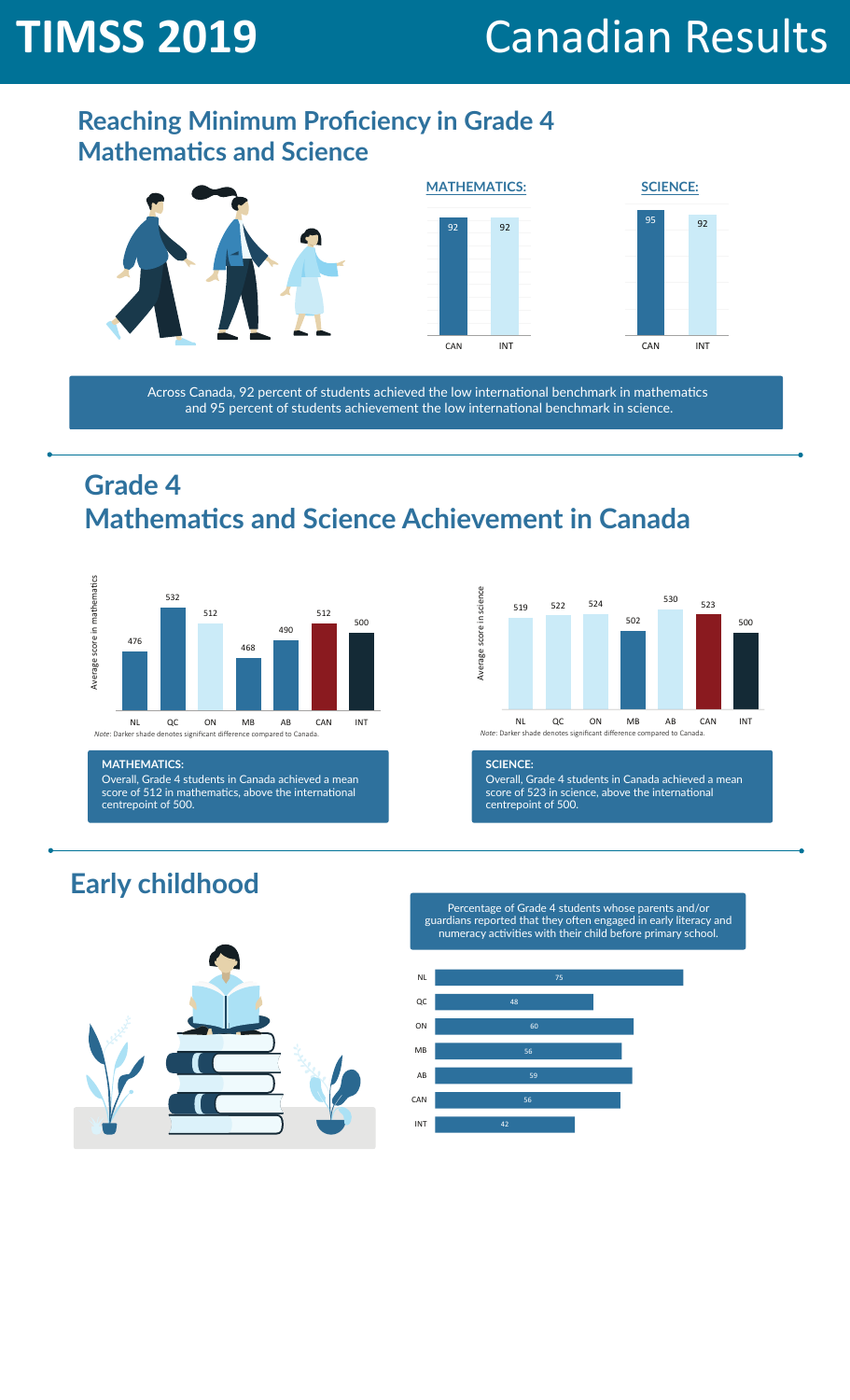# TIMSS 2019 Canadian Results

## Reaching Minimum Proficiency in Grade 4 Mathematics and Science

**MATHEMATICS:**

| | CAN | INT |
|---|---|---|
| Mathematics | 92 | 92 |

**SCIENCE:**

| | CAN | INT |
|---|---|---|
| Science | 95 | 92 |

Across Canada, 92 percent of students achieved the low international benchmark in mathematics and 95 percent of students achievement the low international benchmark in science.

## Grade 4 Mathematics and Science Achievement in Canada

Average score in mathematics

| NL | QC | ON | MB | AB | CAN | INT |
|---|---|---|---|---|---|---|
| 476 | 532 | 512 | 468 | 490 | 512 | 500 |

*Note:* Darker shade denotes significant difference compared to Canada.

**MATHEMATICS:**
Overall, Grade 4 students in Canada achieved a mean score of 512 in mathematics, above the international centrepoint of 500.

Average score in science

| NL | QC | ON | MB | AB | CAN | INT |
|---|---|---|---|---|---|---|
| 519 | 522 | 524 | 502 | 530 | 523 | 500 |

*Note:* Darker shade denotes significant difference compared to Canada.

**SCIENCE:**
Overall, Grade 4 students in Canada achieved a mean score of 523 in science, above the international centrepoint of 500.

## Early childhood

Percentage of Grade 4 students whose parents and/or guardians reported that they often engaged in early literacy and numeracy activities with their child before primary school.

| Province | Percentage |
|---|---|
| NL | 75 |
| QC | 48 |
| ON | 60 |
| MB | 56 |
| AB | 59 |
| CAN | 56 |
| INT | 42 |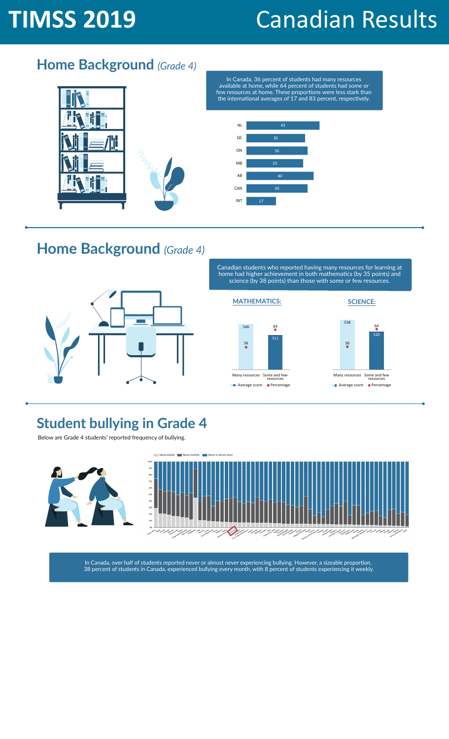# TIMSS 2019 Canadian Results

## Home Background *(Grade 4)*

In Canada, 36 percent of students had many resources available at home, while 64 percent of students had some or few resources at home. These proportions were less stark than the international averages of 17 and 83 percent, respectively.

NL 43
QC 35
ON 36
MB 33
AB 40
CAN 36
INT 17

## Home Background *(Grade 4)*

Canadian students who reported having many resources for learning at home had higher achievement in both mathematics (by 35 points) and science (by 38 points) than those with some or few resources.

**MATHEMATICS:**

Many resources: 546, 36
Some and few resources: 511, 64

Average score · Percentage

**SCIENCE:**

Many resources: 558, 36
Some and few resources: 520, 64

Average score · Percentage

## Student bullying in Grade 4

Below are Grade 4 students' reported frequency of bullying.

About weekly · About monthly · Never or almost never

In Canada, over half of students reported never or almost never experiencing bullying. However, a sizeable proportion, 38 percent of students in Canada, experienced bullying every month, with 8 percent of students experiencing it weekly.